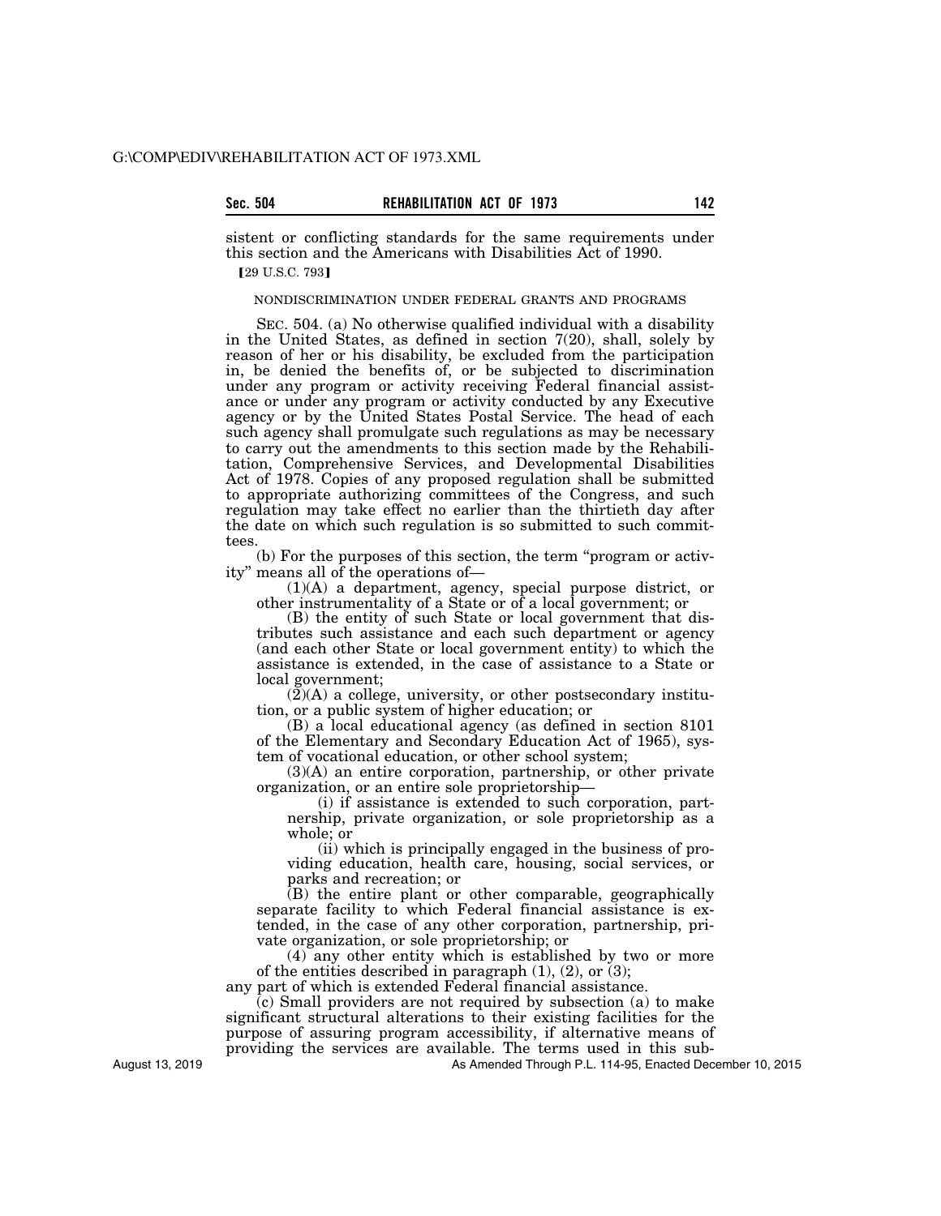sistent or conflicting standards for the same requirements under this section and the Americans with Disabilities Act of 1990.

【29 U.S.C. 793】

NONDISCRIMINATION UNDER FEDERAL GRANTS AND PROGRAMS

SEC. 504. (a) No otherwise qualified individual with a disability in the United States, as defined in section 7(20), shall, solely by reason of her or his disability, be excluded from the participation in, be denied the benefits of, or be subjected to discrimination under any program or activity receiving Federal financial assistance or under any program or activity conducted by any Executive agency or by the United States Postal Service. The head of each such agency shall promulgate such regulations as may be necessary to carry out the amendments to this section made by the Rehabilitation, Comprehensive Services, and Developmental Disabilities Act of 1978. Copies of any proposed regulation shall be submitted to appropriate authorizing committees of the Congress, and such regulation may take effect no earlier than the thirtieth day after the date on which such regulation is so submitted to such committees.

(b) For the purposes of this section, the term "program or activity" means all of the operations of—

(1)(A) a department, agency, special purpose district, or other instrumentality of a State or of a local government; or

(B) the entity of such State or local government that distributes such assistance and each such department or agency (and each other State or local government entity) to which the assistance is extended, in the case of assistance to a State or local government;

(2)(A) a college, university, or other postsecondary institution, or a public system of higher education; or

(B) a local educational agency (as defined in section 8101 of the Elementary and Secondary Education Act of 1965), system of vocational education, or other school system;

(3)(A) an entire corporation, partnership, or other private organization, or an entire sole proprietorship—

(i) if assistance is extended to such corporation, partnership, private organization, or sole proprietorship as a whole; or

(ii) which is principally engaged in the business of providing education, health care, housing, social services, or parks and recreation; or

(B) the entire plant or other comparable, geographically separate facility to which Federal financial assistance is extended, in the case of any other corporation, partnership, private organization, or sole proprietorship; or

(4) any other entity which is established by two or more of the entities described in paragraph (1), (2), or (3);

any part of which is extended Federal financial assistance.

(c) Small providers are not required by subsection (a) to make significant structural alterations to their existing facilities for the purpose of assuring program accessibility, if alternative means of providing the services are available. The terms used in this sub-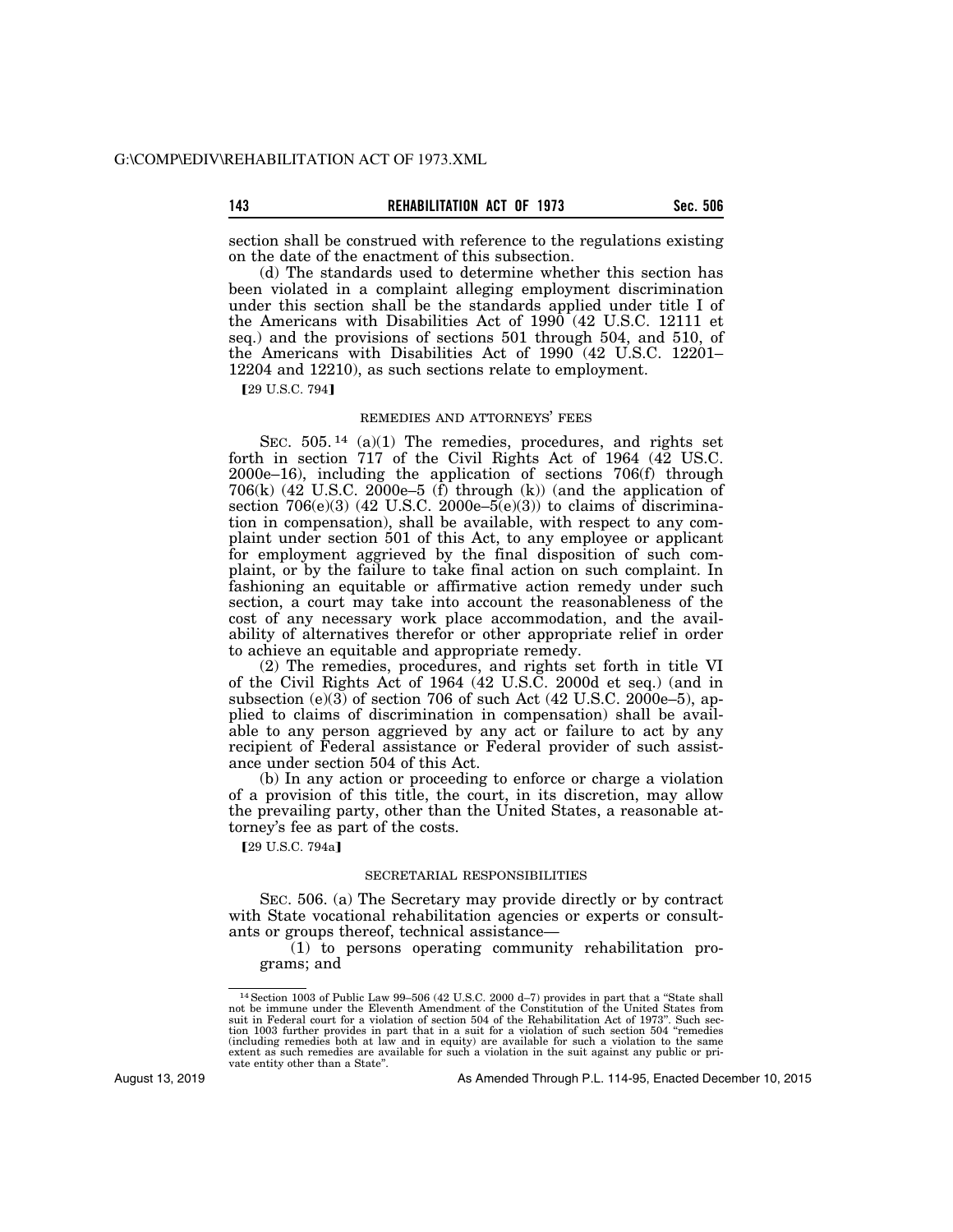section shall be construed with reference to the regulations existing on the date of the enactment of this subsection.

(d) The standards used to determine whether this section has been violated in a complaint alleging employment discrimination under this section shall be the standards applied under title I of the Americans with Disabilities Act of 1990 (42 U.S.C. 12111 et seq.) and the provisions of sections 501 through 504, and 510, of the Americans with Disabilities Act of 1990 (42 U.S.C. 12201–12204 and 12210), as such sections relate to employment.

【29 U.S.C. 794】

REMEDIES AND ATTORNEYS' FEES

SEC. 505.[14] (a)(1) The remedies, procedures, and rights set forth in section 717 of the Civil Rights Act of 1964 (42 US.C. 2000e–16), including the application of sections 706(f) through 706(k) (42 U.S.C. 2000e–5 (f) through (k)) (and the application of section 706(e)(3) (42 U.S.C. 2000e–5(e)(3)) to claims of discrimination in compensation), shall be available, with respect to any complaint under section 501 of this Act, to any employee or applicant for employment aggrieved by the final disposition of such complaint, or by the failure to take final action on such complaint. In fashioning an equitable or affirmative action remedy under such section, a court may take into account the reasonableness of the cost of any necessary work place accommodation, and the availability of alternatives therefor or other appropriate relief in order to achieve an equitable and appropriate remedy.

(2) The remedies, procedures, and rights set forth in title VI of the Civil Rights Act of 1964 (42 U.S.C. 2000d et seq.) (and in subsection (e)(3) of section 706 of such Act (42 U.S.C. 2000e–5), applied to claims of discrimination in compensation) shall be available to any person aggrieved by any act or failure to act by any recipient of Federal assistance or Federal provider of such assistance under section 504 of this Act.

(b) In any action or proceeding to enforce or charge a violation of a provision of this title, the court, in its discretion, may allow the prevailing party, other than the United States, a reasonable attorney's fee as part of the costs.

【29 U.S.C. 794a】

SECRETARIAL RESPONSIBILITIES

SEC. 506. (a) The Secretary may provide directly or by contract with State vocational rehabilitation agencies or experts or consultants or groups thereof, technical assistance—

(1) to persons operating community rehabilitation programs; and

---

[14] Section 1003 of Public Law 99–506 (42 U.S.C. 2000 d–7) provides in part that a "State shall not be immune under the Eleventh Amendment of the Constitution of the United States from suit in Federal court for a violation of section 504 of the Rehabilitation Act of 1973". Such section 1003 further provides in part that in a suit for a violation of such section 504 "remedies (including remedies both at law and in equity) are available for such a violation to the same extent as such remedies are available for such a violation in the suit against any public or private entity other than a State".